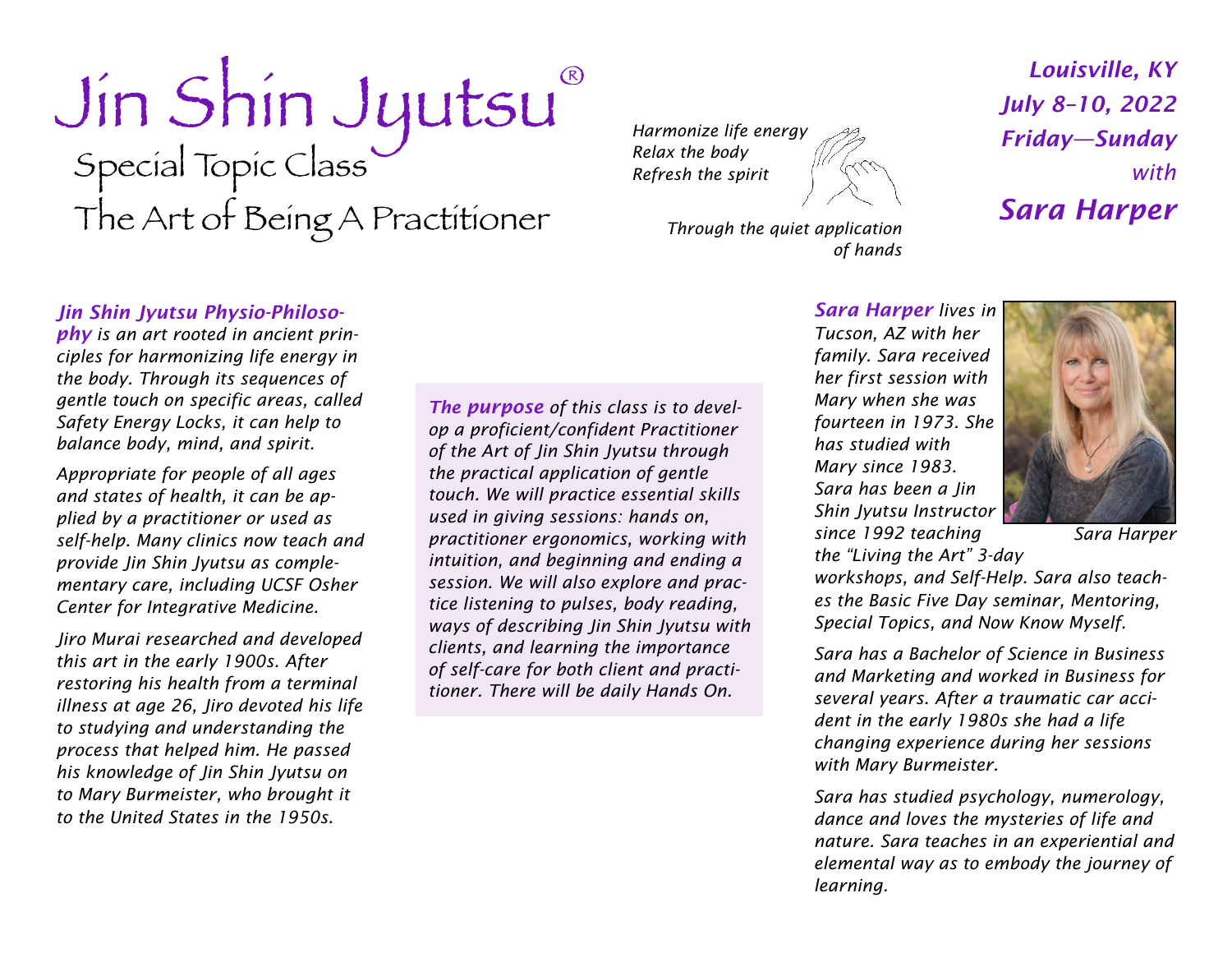# Jin Shin Jyutsu®

## Special Topic Class
## The Art of Being A Practitioner

*Harmonize life energy*
*Relax the body*
*Refresh the spirit*

*Through the quiet application of hands*

***Louisville, KY***
***July 8–10, 2022***
***Friday—Sunday***
*with*
## ***Sara Harper***

***Jin Shin Jyutsu Physio-Philosophy*** *is an art rooted in ancient principles for harmonizing life energy in the body. Through its sequences of gentle touch on specific areas, called Safety Energy Locks, it can help to balance body, mind, and spirit.*

*Appropriate for people of all ages and states of health, it can be applied by a practitioner or used as self-help. Many clinics now teach and provide Jin Shin Jyutsu as complementary care, including UCSF Osher Center for Integrative Medicine.*

*Jiro Murai researched and developed this art in the early 1900s. After restoring his health from a terminal illness at age 26, Jiro devoted his life to studying and understanding the process that helped him. He passed his knowledge of Jin Shin Jyutsu on to Mary Burmeister, who brought it to the United States in the 1950s.*

***The purpose*** *of this class is to develop a proficient/confident Practitioner of the Art of Jin Shin Jyutsu through the practical application of gentle touch. We will practice essential skills used in giving sessions: hands on, practitioner ergonomics, working with intuition, and beginning and ending a session. We will also explore and practice listening to pulses, body reading, ways of describing Jin Shin Jyutsu with clients, and learning the importance of self-care for both client and practitioner. There will be daily Hands On.*

***Sara Harper*** *lives in Tucson, AZ with her family. Sara received her first session with Mary when she was fourteen in 1973. She has studied with Mary since 1983. Sara has been a Jin Shin Jyutsu Instructor since 1992 teaching the "Living the Art" 3-day workshops, and Self-Help. Sara also teaches the Basic Five Day seminar, Mentoring, Special Topics, and Now Know Myself.*

*Sara Harper*

*Sara has a Bachelor of Science in Business and Marketing and worked in Business for several years. After a traumatic car accident in the early 1980s she had a life changing experience during her sessions with Mary Burmeister.*

*Sara has studied psychology, numerology, dance and loves the mysteries of life and nature. Sara teaches in an experiential and elemental way as to embody the journey of learning.*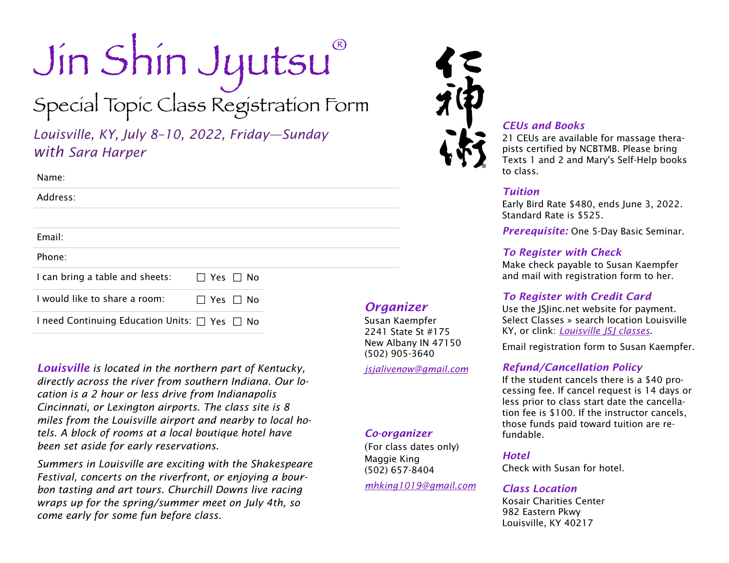# Jin Shin Jyutsu®

## Special Topic Class Registration Form

*Louisville, KY, July 8–10, 2022, Friday—Sunday*
*with Sara Harper*

| | |
|---|---|
| Name: | |
| Address: | |
| | |
| Email: | |
| Phone: | |
| I can bring a table and sheets: | ☐ Yes ☐ No |
| I would like to share a room: | ☐ Yes ☐ No |
| I need Continuing Education Units: | ☐ Yes ☐ No |

***Louisville** is located in the northern part of Kentucky, directly across the river from southern Indiana. Our location is a 2 hour or less drive from Indianapolis Cincinnati, or Lexington airports. The class site is 8 miles from the Louisville airport and nearby to local hotels. A block of rooms at a local boutique hotel have been set aside for early reservations.*

*Summers in Louisville are exciting with the Shakespeare Festival, concerts on the riverfront, or enjoying a bourbon tasting and art tours. Churchill Downs live racing wraps up for the spring/summer meet on July 4th, so come early for some fun before class.*

### *Organizer*

Susan Kaempfer
2241 State St #175
New Albany IN 47150
(502) 905-3640

*jsjalivenow@gmail.com*

### *Co-organizer*

(For class dates only)
Maggie King
(502) 657-8404

*mhking1019@gmail.com*

仁神術®

### *CEUs and Books*

21 CEUs are available for massage therapists certified by NCBTMB. Please bring Texts 1 and 2 and Mary's Self-Help books to class.

### *Tuition*

Early Bird Rate $480, ends June 3, 2022. Standard Rate is $525.

***Prerequisite:*** One 5-Day Basic Seminar.

### *To Register with Check*

Make check payable to Susan Kaempfer and mail with registration form to her.

### *To Register with Credit Card*

Use the JSJinc.net website for payment. Select Classes » search location Louisville KY, or clink: *Louisville JSJ classes*.

Email registration form to Susan Kaempfer.

### *Refund/Cancellation Policy*

If the student cancels there is a $40 processing fee. If cancel request is 14 days or less prior to class start date the cancellation fee is $100. If the instructor cancels, those funds paid toward tuition are refundable.

### *Hotel*

Check with Susan for hotel.

### *Class Location*

Kosair Charities Center
982 Eastern Pkwy
Louisville, KY 40217